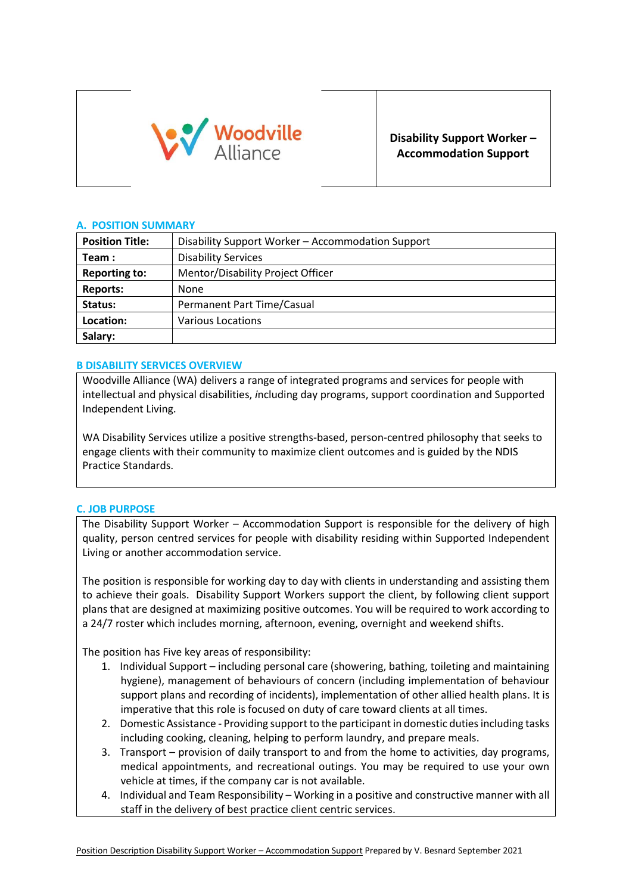Woodville Alliance

**Disability Support Worker – Accommodation Support**

## A. POSITION SUMMARY

| | |
|---|---|
| **Position Title:** | Disability Support Worker – Accommodation Support |
| **Team :** | Disability Services |
| **Reporting to:** | Mentor/Disability Project Officer |
| **Reports:** | None |
| **Status:** | Permanent Part Time/Casual |
| **Location:** | Various Locations |
| **Salary:** | |

## B DISABILITY SERVICES OVERVIEW

Woodville Alliance (WA) delivers a range of integrated programs and services for people with intellectual and physical disabilities, *i*ncluding day programs, support coordination and Supported Independent Living.

WA Disability Services utilize a positive strengths-based, person-centred philosophy that seeks to engage clients with their community to maximize client outcomes and is guided by the NDIS Practice Standards.

## C. JOB PURPOSE

The Disability Support Worker – Accommodation Support is responsible for the delivery of high quality, person centred services for people with disability residing within Supported Independent Living or another accommodation service.

The position is responsible for working day to day with clients in understanding and assisting them to achieve their goals. Disability Support Workers support the client, by following client support plans that are designed at maximizing positive outcomes. You will be required to work according to a 24/7 roster which includes morning, afternoon, evening, overnight and weekend shifts.

The position has Five key areas of responsibility:

1. Individual Support – including personal care (showering, bathing, toileting and maintaining hygiene), management of behaviours of concern (including implementation of behaviour support plans and recording of incidents), implementation of other allied health plans. It is imperative that this role is focused on duty of care toward clients at all times.
2. Domestic Assistance - Providing support to the participant in domestic duties including tasks including cooking, cleaning, helping to perform laundry, and prepare meals.
3. Transport – provision of daily transport to and from the home to activities, day programs, medical appointments, and recreational outings. You may be required to use your own vehicle at times, if the company car is not available.
4. Individual and Team Responsibility – Working in a positive and constructive manner with all staff in the delivery of best practice client centric services.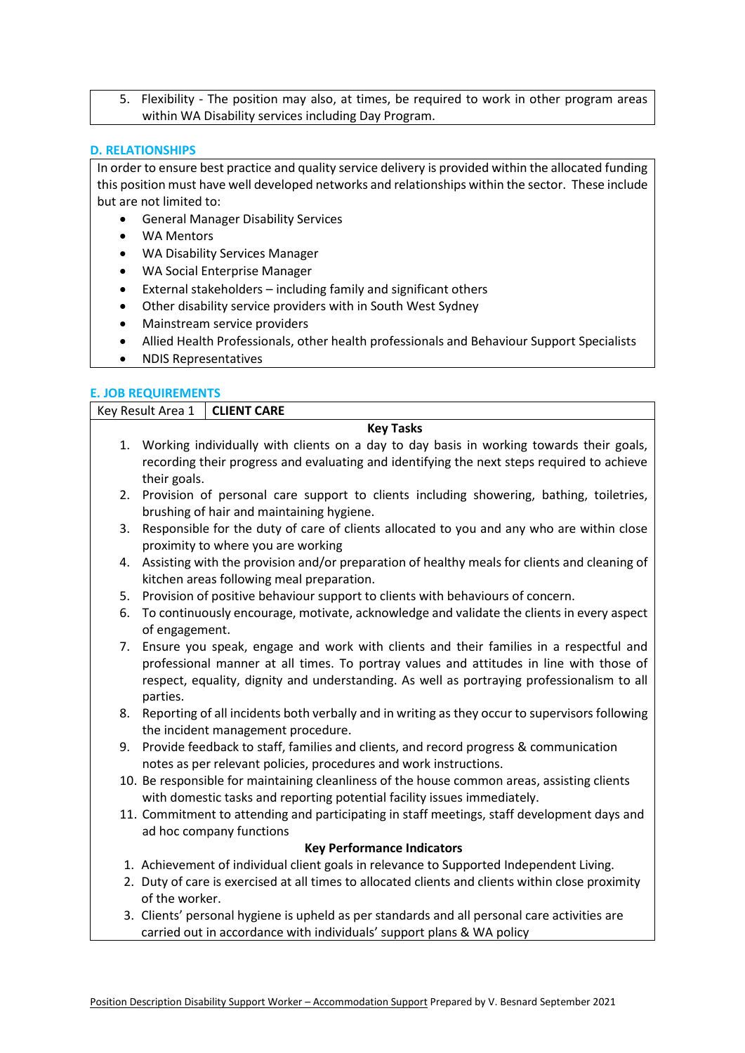5. Flexibility - The position may also, at times, be required to work in other program areas within WA Disability services including Day Program.

## D. RELATIONSHIPS

In order to ensure best practice and quality service delivery is provided within the allocated funding this position must have well developed networks and relationships within the sector. These include but are not limited to:

- General Manager Disability Services
- WA Mentors
- WA Disability Services Manager
- WA Social Enterprise Manager
- External stakeholders – including family and significant others
- Other disability service providers with in South West Sydney
- Mainstream service providers
- Allied Health Professionals, other health professionals and Behaviour Support Specialists
- NDIS Representatives

## E. JOB REQUIREMENTS

| Key Result Area 1 | **CLIENT CARE** |
|---|---|

**Key Tasks**

1. Working individually with clients on a day to day basis in working towards their goals, recording their progress and evaluating and identifying the next steps required to achieve their goals.
2. Provision of personal care support to clients including showering, bathing, toiletries, brushing of hair and maintaining hygiene.
3. Responsible for the duty of care of clients allocated to you and any who are within close proximity to where you are working
4. Assisting with the provision and/or preparation of healthy meals for clients and cleaning of kitchen areas following meal preparation.
5. Provision of positive behaviour support to clients with behaviours of concern.
6. To continuously encourage, motivate, acknowledge and validate the clients in every aspect of engagement.
7. Ensure you speak, engage and work with clients and their families in a respectful and professional manner at all times. To portray values and attitudes in line with those of respect, equality, dignity and understanding. As well as portraying professionalism to all parties.
8. Reporting of all incidents both verbally and in writing as they occur to supervisors following the incident management procedure.
9. Provide feedback to staff, families and clients, and record progress & communication notes as per relevant policies, procedures and work instructions.
10. Be responsible for maintaining cleanliness of the house common areas, assisting clients with domestic tasks and reporting potential facility issues immediately.
11. Commitment to attending and participating in staff meetings, staff development days and ad hoc company functions

**Key Performance Indicators**

1. Achievement of individual client goals in relevance to Supported Independent Living.
2. Duty of care is exercised at all times to allocated clients and clients within close proximity of the worker.
3. Clients' personal hygiene is upheld as per standards and all personal care activities are carried out in accordance with individuals' support plans & WA policy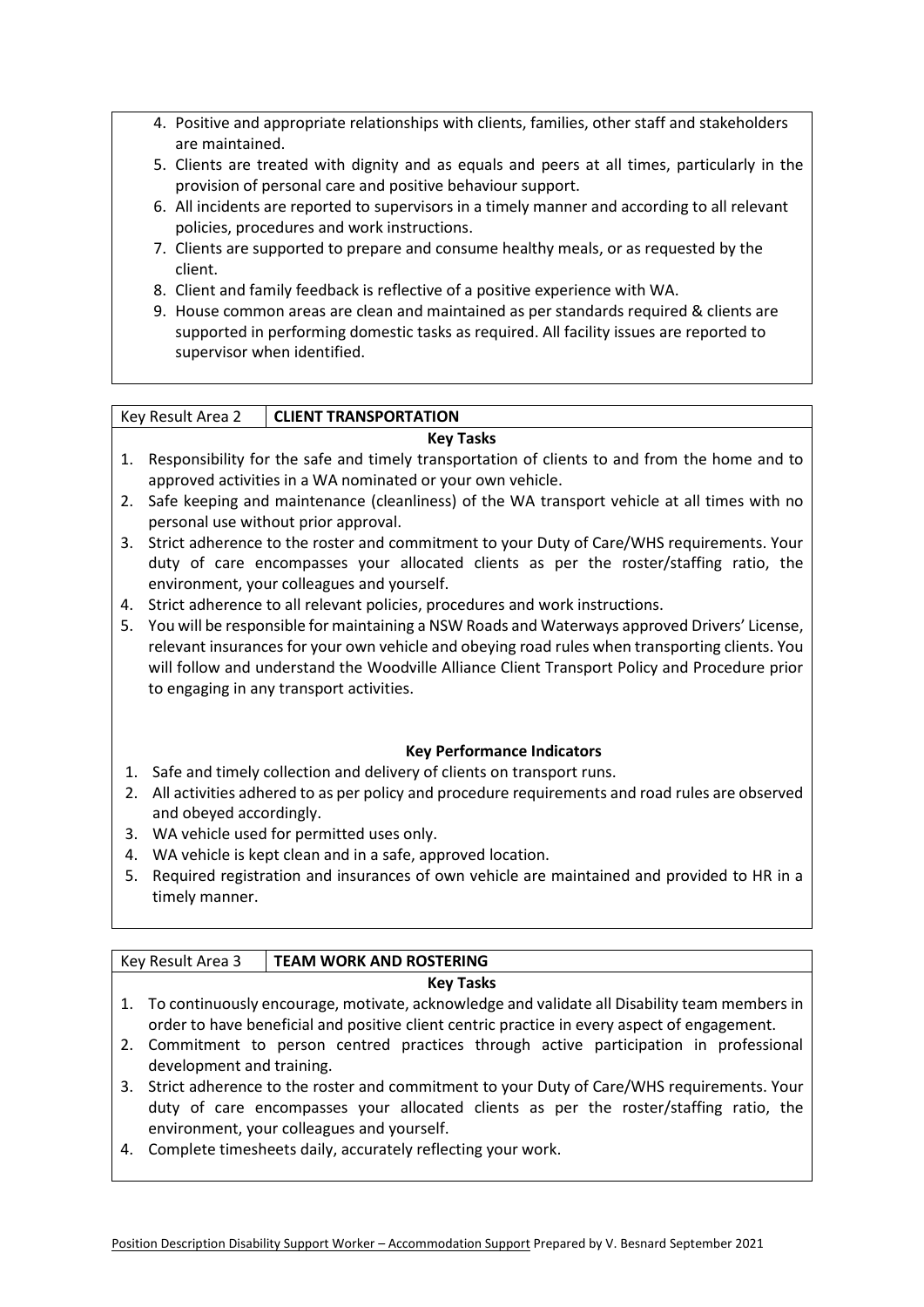4. Positive and appropriate relationships with clients, families, other staff and stakeholders are maintained.
5. Clients are treated with dignity and as equals and peers at all times, particularly in the provision of personal care and positive behaviour support.
6. All incidents are reported to supervisors in a timely manner and according to all relevant policies, procedures and work instructions.
7. Clients are supported to prepare and consume healthy meals, or as requested by the client.
8. Client and family feedback is reflective of a positive experience with WA.
9. House common areas are clean and maintained as per standards required & clients are supported in performing domestic tasks as required. All facility issues are reported to supervisor when identified.

| Key Result Area 2 | **CLIENT TRANSPORTATION** |
|---|---|

**Key Tasks**

1. Responsibility for the safe and timely transportation of clients to and from the home and to approved activities in a WA nominated or your own vehicle.
2. Safe keeping and maintenance (cleanliness) of the WA transport vehicle at all times with no personal use without prior approval.
3. Strict adherence to the roster and commitment to your Duty of Care/WHS requirements. Your duty of care encompasses your allocated clients as per the roster/staffing ratio, the environment, your colleagues and yourself.
4. Strict adherence to all relevant policies, procedures and work instructions.
5. You will be responsible for maintaining a NSW Roads and Waterways approved Drivers' License, relevant insurances for your own vehicle and obeying road rules when transporting clients. You will follow and understand the Woodville Alliance Client Transport Policy and Procedure prior to engaging in any transport activities.

**Key Performance Indicators**

1. Safe and timely collection and delivery of clients on transport runs.
2. All activities adhered to as per policy and procedure requirements and road rules are observed and obeyed accordingly.
3. WA vehicle used for permitted uses only.
4. WA vehicle is kept clean and in a safe, approved location.
5. Required registration and insurances of own vehicle are maintained and provided to HR in a timely manner.

| Key Result Area 3 | **TEAM WORK AND ROSTERING** |
|---|---|

**Key Tasks**

1. To continuously encourage, motivate, acknowledge and validate all Disability team members in order to have beneficial and positive client centric practice in every aspect of engagement.
2. Commitment to person centred practices through active participation in professional development and training.
3. Strict adherence to the roster and commitment to your Duty of Care/WHS requirements. Your duty of care encompasses your allocated clients as per the roster/staffing ratio, the environment, your colleagues and yourself.
4. Complete timesheets daily, accurately reflecting your work.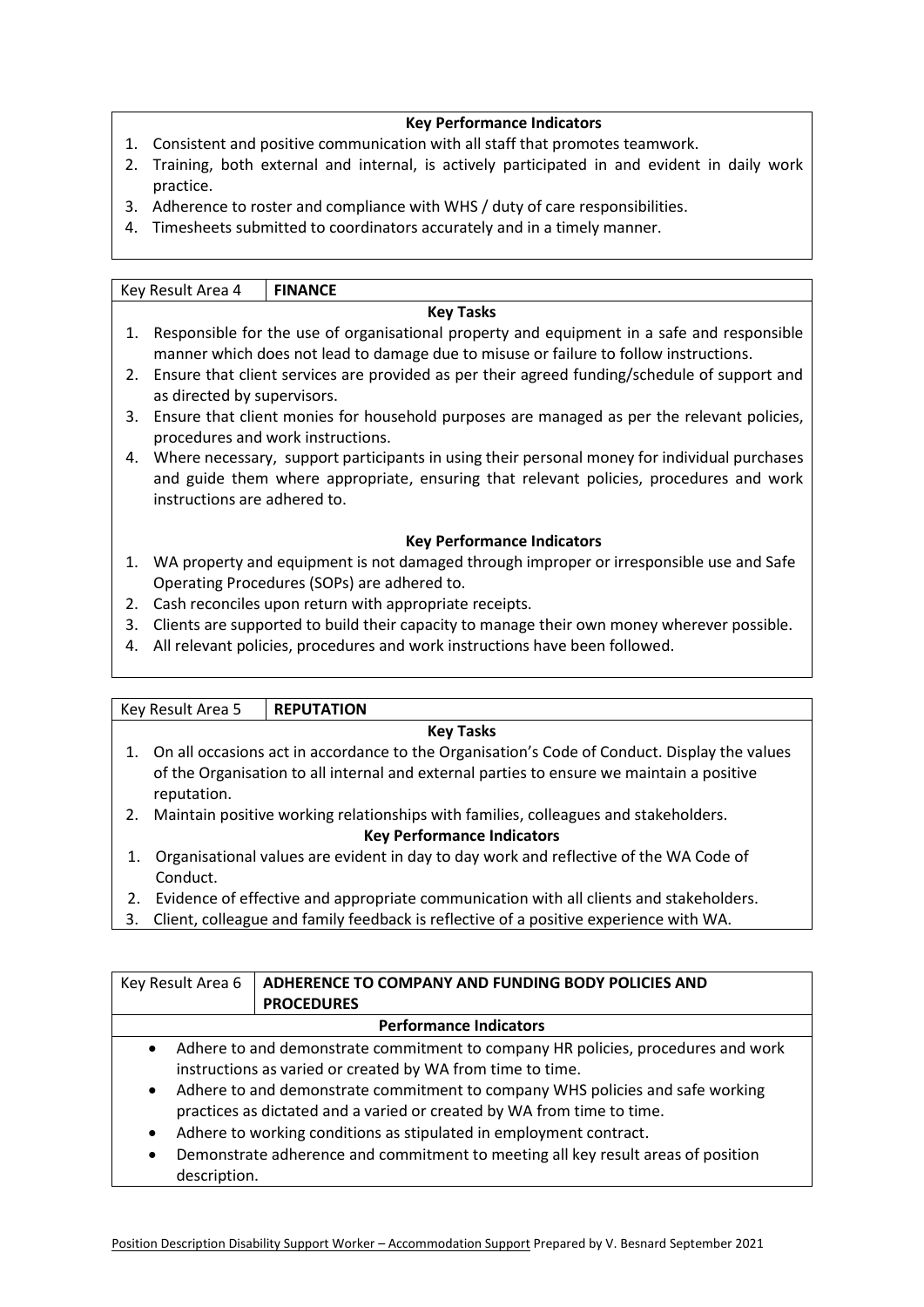**Key Performance Indicators**

1. Consistent and positive communication with all staff that promotes teamwork.
2. Training, both external and internal, is actively participated in and evident in daily work practice.
3. Adherence to roster and compliance with WHS / duty of care responsibilities.
4. Timesheets submitted to coordinators accurately and in a timely manner.

| Key Result Area 4 | **FINANCE** |
|---|---|

**Key Tasks**

1. Responsible for the use of organisational property and equipment in a safe and responsible manner which does not lead to damage due to misuse or failure to follow instructions.
2. Ensure that client services are provided as per their agreed funding/schedule of support and as directed by supervisors.
3. Ensure that client monies for household purposes are managed as per the relevant policies, procedures and work instructions.
4. Where necessary, support participants in using their personal money for individual purchases and guide them where appropriate, ensuring that relevant policies, procedures and work instructions are adhered to.

**Key Performance Indicators**

1. WA property and equipment is not damaged through improper or irresponsible use and Safe Operating Procedures (SOPs) are adhered to.
2. Cash reconciles upon return with appropriate receipts.
3. Clients are supported to build their capacity to manage their own money wherever possible.
4. All relevant policies, procedures and work instructions have been followed.

| Key Result Area 5 | **REPUTATION** |
|---|---|

**Key Tasks**

1. On all occasions act in accordance to the Organisation's Code of Conduct. Display the values of the Organisation to all internal and external parties to ensure we maintain a positive reputation.
2. Maintain positive working relationships with families, colleagues and stakeholders.

**Key Performance Indicators**

1. Organisational values are evident in day to day work and reflective of the WA Code of Conduct.
2. Evidence of effective and appropriate communication with all clients and stakeholders.
3. Client, colleague and family feedback is reflective of a positive experience with WA.

| Key Result Area 6 | **ADHERENCE TO COMPANY AND FUNDING BODY POLICIES AND PROCEDURES** |
|---|---|

**Performance Indicators**

- Adhere to and demonstrate commitment to company HR policies, procedures and work instructions as varied or created by WA from time to time.
- Adhere to and demonstrate commitment to company WHS policies and safe working practices as dictated and a varied or created by WA from time to time.
- Adhere to working conditions as stipulated in employment contract.
- Demonstrate adherence and commitment to meeting all key result areas of position description.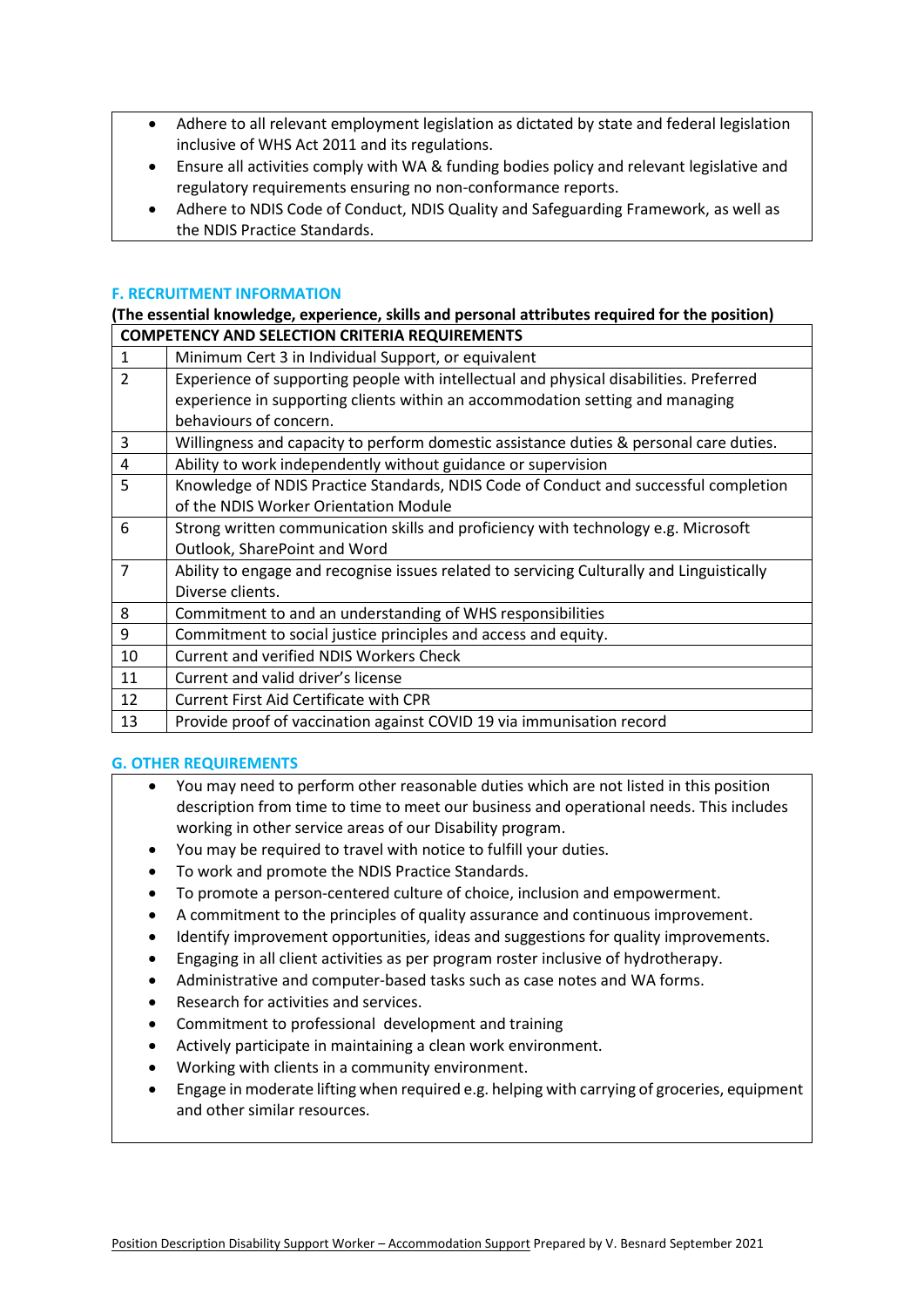- Adhere to all relevant employment legislation as dictated by state and federal legislation inclusive of WHS Act 2011 and its regulations.
- Ensure all activities comply with WA & funding bodies policy and relevant legislative and regulatory requirements ensuring no non-conformance reports.
- Adhere to NDIS Code of Conduct, NDIS Quality and Safeguarding Framework, as well as the NDIS Practice Standards.

### F. RECRUITMENT INFORMATION

**(The essential knowledge, experience, skills and personal attributes required for the position)**

| **COMPETENCY AND SELECTION CRITERIA REQUIREMENTS** | |
|---|---|
| 1 | Minimum Cert 3 in Individual Support, or equivalent |
| 2 | Experience of supporting people with intellectual and physical disabilities. Preferred experience in supporting clients within an accommodation setting and managing behaviours of concern. |
| 3 | Willingness and capacity to perform domestic assistance duties & personal care duties. |
| 4 | Ability to work independently without guidance or supervision |
| 5 | Knowledge of NDIS Practice Standards, NDIS Code of Conduct and successful completion of the NDIS Worker Orientation Module |
| 6 | Strong written communication skills and proficiency with technology e.g. Microsoft Outlook, SharePoint and Word |
| 7 | Ability to engage and recognise issues related to servicing Culturally and Linguistically Diverse clients. |
| 8 | Commitment to and an understanding of WHS responsibilities |
| 9 | Commitment to social justice principles and access and equity. |
| 10 | Current and verified NDIS Workers Check |
| 11 | Current and valid driver's license |
| 12 | Current First Aid Certificate with CPR |
| 13 | Provide proof of vaccination against COVID 19 via immunisation record |

### G. OTHER REQUIREMENTS

- You may need to perform other reasonable duties which are not listed in this position description from time to time to meet our business and operational needs. This includes working in other service areas of our Disability program.
- You may be required to travel with notice to fulfill your duties.
- To work and promote the NDIS Practice Standards.
- To promote a person-centered culture of choice, inclusion and empowerment.
- A commitment to the principles of quality assurance and continuous improvement.
- Identify improvement opportunities, ideas and suggestions for quality improvements.
- Engaging in all client activities as per program roster inclusive of hydrotherapy.
- Administrative and computer-based tasks such as case notes and WA forms.
- Research for activities and services.
- Commitment to professional development and training
- Actively participate in maintaining a clean work environment.
- Working with clients in a community environment.
- Engage in moderate lifting when required e.g. helping with carrying of groceries, equipment and other similar resources.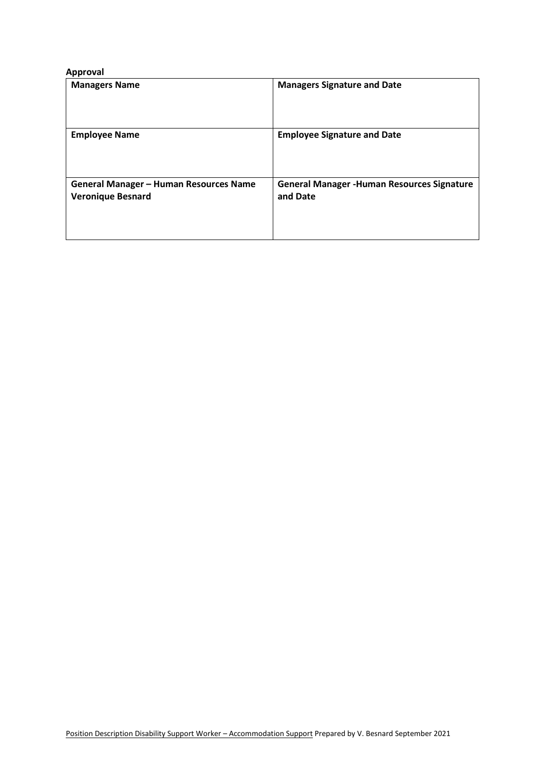**Approval**

| | |
|---|---|
| **Managers Name** | **Managers Signature and Date** |
| **Employee Name** | **Employee Signature and Date** |
| **General Manager – Human Resources Name**<br>**Veronique Besnard** | **General Manager -Human Resources Signature and Date** |